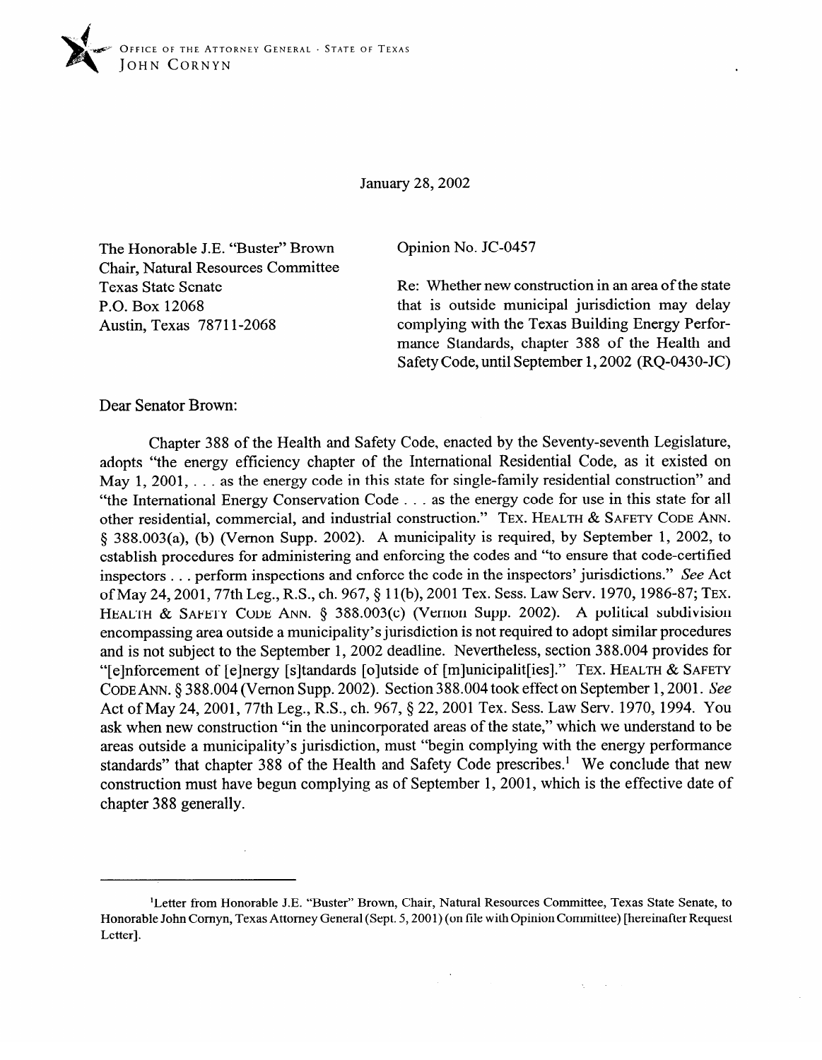OFFICE OF THE ATTORNEY GENERAL · STATE OF TEXAS
JOHN CORNYN

January 28, 2002

The Honorable J.E. "Buster" Brown
Chair, Natural Resources Committee
Texas State Senate
P.O. Box 12068
Austin, Texas 78711-2068

Opinion No. JC-0457

Re: Whether new construction in an area of the state that is outside municipal jurisdiction may delay complying with the Texas Building Energy Performance Standards, chapter 388 of the Health and Safety Code, until September 1, 2002 (RQ-0430-JC)

Dear Senator Brown:

Chapter 388 of the Health and Safety Code, enacted by the Seventy-seventh Legislature, adopts "the energy efficiency chapter of the International Residential Code, as it existed on May 1, 2001, . . . as the energy code in this state for single-family residential construction" and "the International Energy Conservation Code . . . as the energy code for use in this state for all other residential, commercial, and industrial construction." TEX. HEALTH & SAFETY CODE ANN. § 388.003(a), (b) (Vernon Supp. 2002). A municipality is required, by September 1, 2002, to establish procedures for administering and enforcing the codes and "to ensure that code-certified inspectors . . . perform inspections and enforce the code in the inspectors' jurisdictions." *See* Act of May 24, 2001, 77th Leg., R.S., ch. 967, § 11(b), 2001 Tex. Sess. Law Serv. 1970, 1986-87; TEX. HEALTH & SAFETY CODE ANN. § 388.003(c) (Vernon Supp. 2002). A political subdivision encompassing area outside a municipality's jurisdiction is not required to adopt similar procedures and is not subject to the September 1, 2002 deadline. Nevertheless, section 388.004 provides for "[e]nforcement of [e]nergy [s]tandards [o]utside of [m]unicipalit[ies]." TEX. HEALTH & SAFETY CODE ANN. § 388.004 (Vernon Supp. 2002). Section 388.004 took effect on September 1, 2001. *See* Act of May 24, 2001, 77th Leg., R.S., ch. 967, § 22, 2001 Tex. Sess. Law Serv. 1970, 1994. You ask when new construction "in the unincorporated areas of the state," which we understand to be areas outside a municipality's jurisdiction, must "begin complying with the energy performance standards" that chapter 388 of the Health and Safety Code prescribes.[1] We conclude that new construction must have begun complying as of September 1, 2001, which is the effective date of chapter 388 generally.

[1] Letter from Honorable J.E. "Buster" Brown, Chair, Natural Resources Committee, Texas State Senate, to Honorable John Cornyn, Texas Attorney General (Sept. 5, 2001) (on file with Opinion Committee) [hereinafter Request Letter].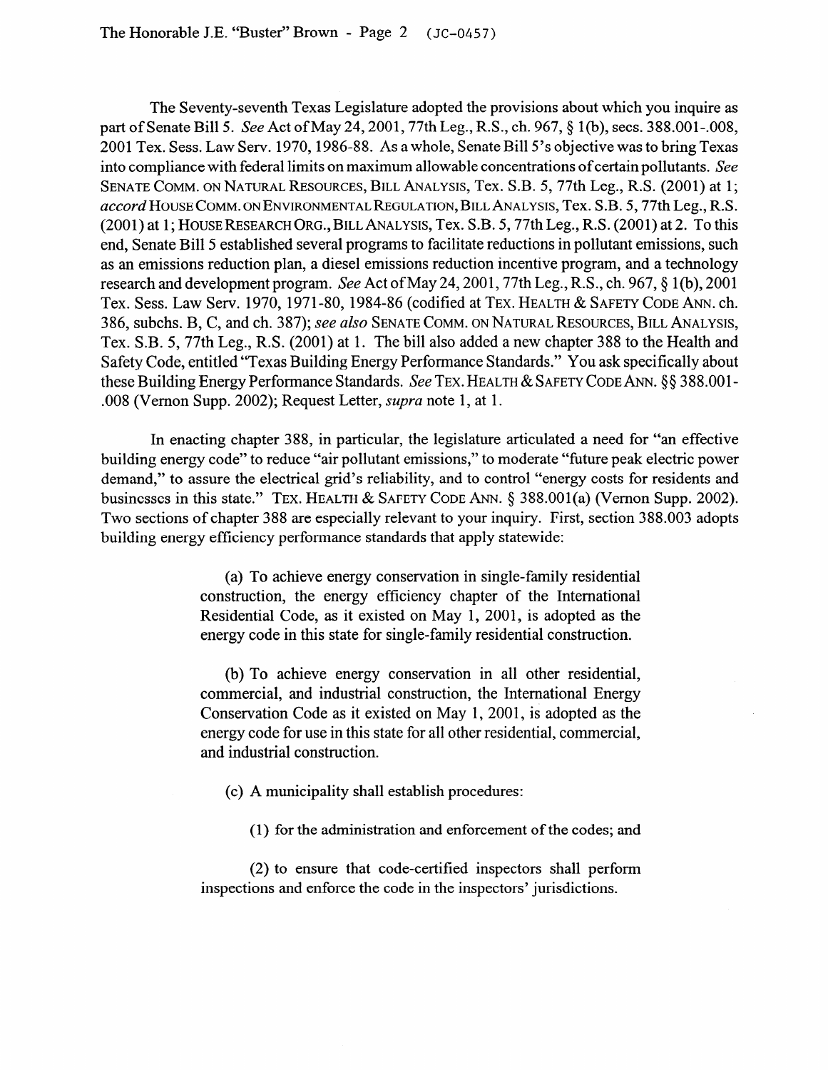The Seventy-seventh Texas Legislature adopted the provisions about which you inquire as part of Senate Bill 5. *See* Act of May 24, 2001, 77th Leg., R.S., ch. 967, § 1(b), secs. 388.001-.008, 2001 Tex. Sess. Law Serv. 1970, 1986-88. As a whole, Senate Bill 5's objective was to bring Texas into compliance with federal limits on maximum allowable concentrations of certain pollutants. *See* SENATE COMM. ON NATURAL RESOURCES, BILL ANALYSIS, Tex. S.B. 5, 77th Leg., R.S. (2001) at 1; *accord* HOUSE COMM. ON ENVIRONMENTAL REGULATION, BILL ANALYSIS, Tex. S.B. 5, 77th Leg., R.S. (2001) at 1; HOUSE RESEARCH ORG., BILL ANALYSIS, Tex. S.B. 5, 77th Leg., R.S. (2001) at 2. To this end, Senate Bill 5 established several programs to facilitate reductions in pollutant emissions, such as an emissions reduction plan, a diesel emissions reduction incentive program, and a technology research and development program. *See* Act of May 24, 2001, 77th Leg., R.S., ch. 967, § 1(b), 2001 Tex. Sess. Law Serv. 1970, 1971-80, 1984-86 (codified at TEX. HEALTH & SAFETY CODE ANN. ch. 386, subchs. B, C, and ch. 387); *see also* SENATE COMM. ON NATURAL RESOURCES, BILL ANALYSIS, Tex. S.B. 5, 77th Leg., R.S. (2001) at 1. The bill also added a new chapter 388 to the Health and Safety Code, entitled "Texas Building Energy Performance Standards." You ask specifically about these Building Energy Performance Standards. *See* TEX. HEALTH & SAFETY CODE ANN. §§ 388.001-.008 (Vernon Supp. 2002); Request Letter, *supra* note 1, at 1.

In enacting chapter 388, in particular, the legislature articulated a need for "an effective building energy code" to reduce "air pollutant emissions," to moderate "future peak electric power demand," to assure the electrical grid's reliability, and to control "energy costs for residents and businesses in this state." TEX. HEALTH & SAFETY CODE ANN. § 388.001(a) (Vernon Supp. 2002). Two sections of chapter 388 are especially relevant to your inquiry. First, section 388.003 adopts building energy efficiency performance standards that apply statewide:

> (a) To achieve energy conservation in single-family residential construction, the energy efficiency chapter of the International Residential Code, as it existed on May 1, 2001, is adopted as the energy code in this state for single-family residential construction.
>
> (b) To achieve energy conservation in all other residential, commercial, and industrial construction, the International Energy Conservation Code as it existed on May 1, 2001, is adopted as the energy code for use in this state for all other residential, commercial, and industrial construction.
>
> (c) A municipality shall establish procedures:
>
> (1) for the administration and enforcement of the codes; and
>
> (2) to ensure that code-certified inspectors shall perform inspections and enforce the code in the inspectors' jurisdictions.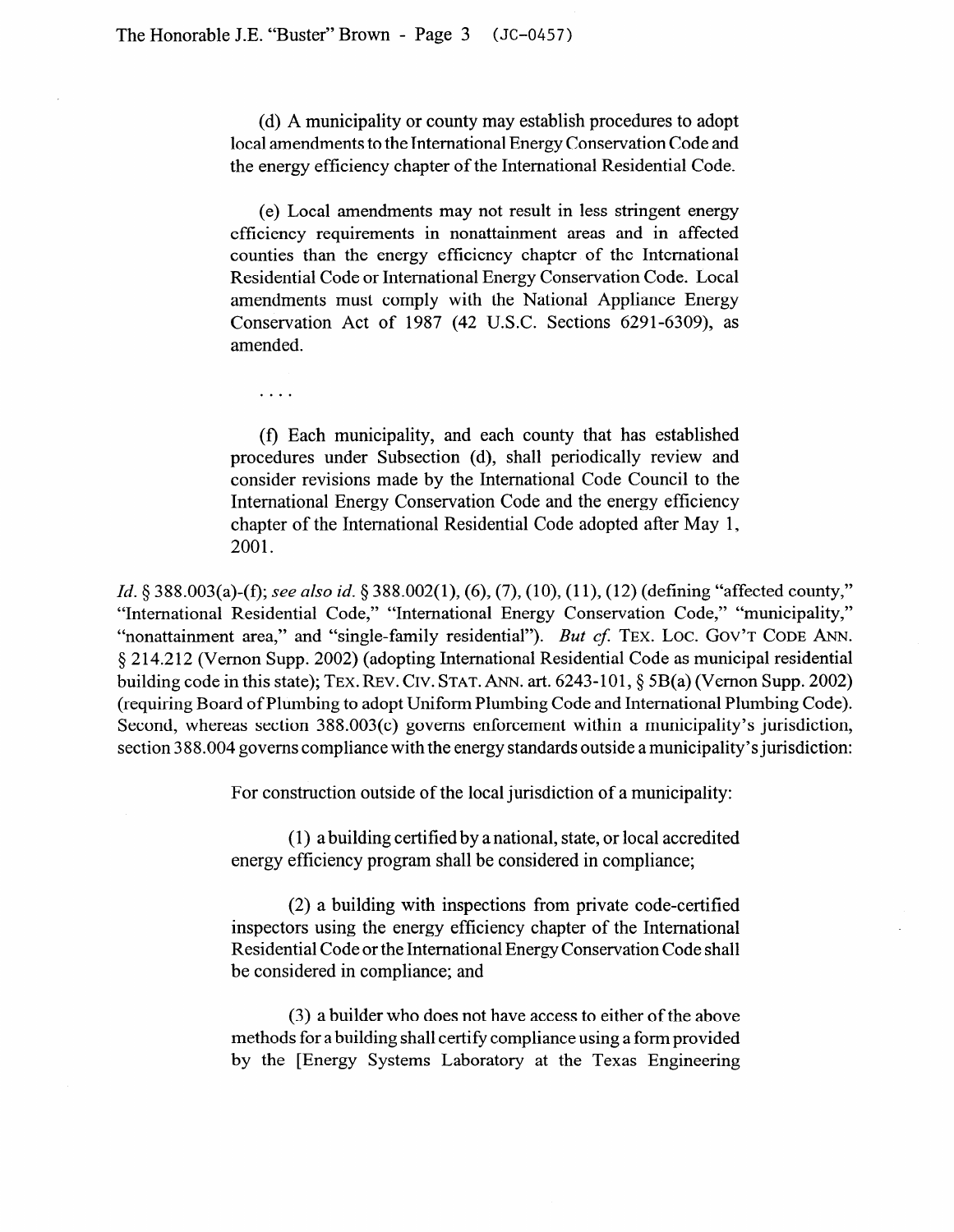(d) A municipality or county may establish procedures to adopt local amendments to the International Energy Conservation Code and the energy efficiency chapter of the International Residential Code.

(e) Local amendments may not result in less stringent energy efficiency requirements in nonattainment areas and in affected counties than the energy efficiency chapter of the International Residential Code or International Energy Conservation Code. Local amendments must comply with the National Appliance Energy Conservation Act of 1987 (42 U.S.C. Sections 6291-6309), as amended.

. . . .

(f) Each municipality, and each county that has established procedures under Subsection (d), shall periodically review and consider revisions made by the International Code Council to the International Energy Conservation Code and the energy efficiency chapter of the International Residential Code adopted after May 1, 2001.

*Id.* § 388.003(a)-(f); *see also id.* § 388.002(1), (6), (7), (10), (11), (12) (defining "affected county," "International Residential Code," "International Energy Conservation Code," "municipality," "nonattainment area," and "single-family residential"). *But cf.* TEX. LOC. GOV'T CODE ANN. § 214.212 (Vernon Supp. 2002) (adopting International Residential Code as municipal residential building code in this state); TEX. REV. CIV. STAT. ANN. art. 6243-101, § 5B(a) (Vernon Supp. 2002) (requiring Board of Plumbing to adopt Uniform Plumbing Code and International Plumbing Code). Second, whereas section 388.003(c) governs enforcement within a municipality's jurisdiction, section 388.004 governs compliance with the energy standards outside a municipality's jurisdiction:

For construction outside of the local jurisdiction of a municipality:

(1) a building certified by a national, state, or local accredited energy efficiency program shall be considered in compliance;

(2) a building with inspections from private code-certified inspectors using the energy efficiency chapter of the International Residential Code or the International Energy Conservation Code shall be considered in compliance; and

(3) a builder who does not have access to either of the above methods for a building shall certify compliance using a form provided by the [Energy Systems Laboratory at the Texas Engineering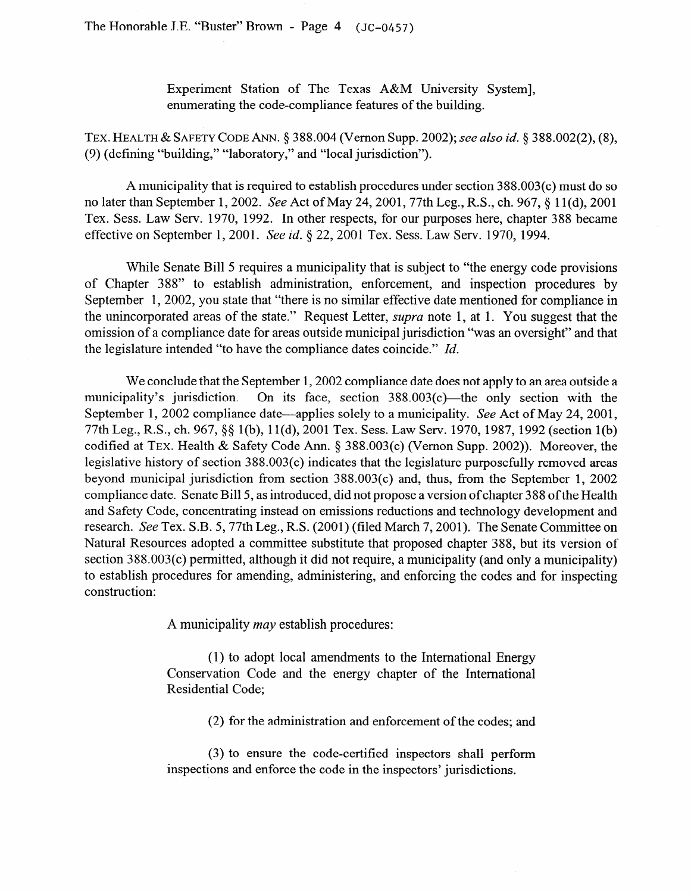> Experiment Station of The Texas A&M University System], enumerating the code-compliance features of the building.

TEX. HEALTH & SAFETY CODE ANN. § 388.004 (Vernon Supp. 2002); *see also id.* § 388.002(2), (8), (9) (defining "building," "laboratory," and "local jurisdiction").

A municipality that is required to establish procedures under section 388.003(c) must do so no later than September 1, 2002. *See* Act of May 24, 2001, 77th Leg., R.S., ch. 967, § 11(d), 2001 Tex. Sess. Law Serv. 1970, 1992. In other respects, for our purposes here, chapter 388 became effective on September 1, 2001. *See id.* § 22, 2001 Tex. Sess. Law Serv. 1970, 1994.

While Senate Bill 5 requires a municipality that is subject to "the energy code provisions of Chapter 388" to establish administration, enforcement, and inspection procedures by September 1, 2002, you state that "there is no similar effective date mentioned for compliance in the unincorporated areas of the state." Request Letter, *supra* note 1, at 1. You suggest that the omission of a compliance date for areas outside municipal jurisdiction "was an oversight" and that the legislature intended "to have the compliance dates coincide." *Id.*

We conclude that the September 1, 2002 compliance date does not apply to an area outside a municipality's jurisdiction. On its face, section 388.003(c)—the only section with the September 1, 2002 compliance date—applies solely to a municipality. *See* Act of May 24, 2001, 77th Leg., R.S., ch. 967, §§ 1(b), 11(d), 2001 Tex. Sess. Law Serv. 1970, 1987, 1992 (section 1(b) codified at TEX. Health & Safety Code Ann. § 388.003(c) (Vernon Supp. 2002)). Moreover, the legislative history of section 388.003(c) indicates that the legislature purposefully removed areas beyond municipal jurisdiction from section 388.003(c) and, thus, from the September 1, 2002 compliance date. Senate Bill 5, as introduced, did not propose a version of chapter 388 of the Health and Safety Code, concentrating instead on emissions reductions and technology development and research. *See* Tex. S.B. 5, 77th Leg., R.S. (2001) (filed March 7, 2001). The Senate Committee on Natural Resources adopted a committee substitute that proposed chapter 388, but its version of section 388.003(c) permitted, although it did not require, a municipality (and only a municipality) to establish procedures for amending, administering, and enforcing the codes and for inspecting construction:

> A municipality *may* establish procedures:
>
> (1) to adopt local amendments to the International Energy Conservation Code and the energy chapter of the International Residential Code;
>
> (2) for the administration and enforcement of the codes; and
>
> (3) to ensure the code-certified inspectors shall perform inspections and enforce the code in the inspectors' jurisdictions.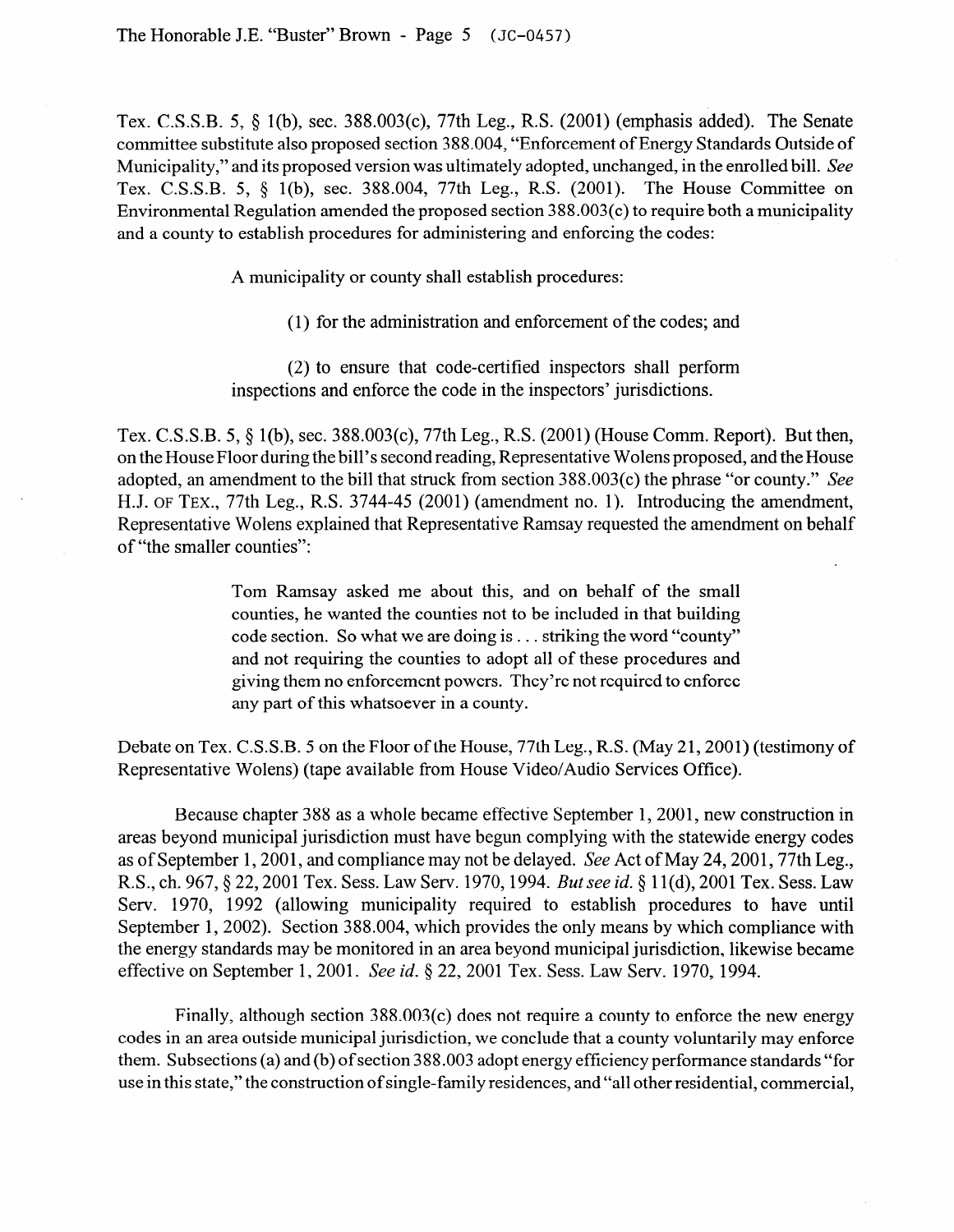Tex. C.S.S.B. 5, § 1(b), sec. 388.003(c), 77th Leg., R.S. (2001) (emphasis added). The Senate committee substitute also proposed section 388.004, "Enforcement of Energy Standards Outside of Municipality," and its proposed version was ultimately adopted, unchanged, in the enrolled bill. *See* Tex. C.S.S.B. 5, § 1(b), sec. 388.004, 77th Leg., R.S. (2001). The House Committee on Environmental Regulation amended the proposed section 388.003(c) to require both a municipality and a county to establish procedures for administering and enforcing the codes:

> A municipality or county shall establish procedures:
>
> (1) for the administration and enforcement of the codes; and
>
> (2) to ensure that code-certified inspectors shall perform inspections and enforce the code in the inspectors' jurisdictions.

Tex. C.S.S.B. 5, § 1(b), sec. 388.003(c), 77th Leg., R.S. (2001) (House Comm. Report). But then, on the House Floor during the bill's second reading, Representative Wolens proposed, and the House adopted, an amendment to the bill that struck from section 388.003(c) the phrase "or county." *See* H.J. OF TEX., 77th Leg., R.S. 3744-45 (2001) (amendment no. 1). Introducing the amendment, Representative Wolens explained that Representative Ramsay requested the amendment on behalf of "the smaller counties":

> Tom Ramsay asked me about this, and on behalf of the small counties, he wanted the counties not to be included in that building code section. So what we are doing is . . . striking the word "county" and not requiring the counties to adopt all of these procedures and giving them no enforcement powers. They're not required to enforce any part of this whatsoever in a county.

Debate on Tex. C.S.S.B. 5 on the Floor of the House, 77th Leg., R.S. (May 21, 2001) (testimony of Representative Wolens) (tape available from House Video/Audio Services Office).

Because chapter 388 as a whole became effective September 1, 2001, new construction in areas beyond municipal jurisdiction must have begun complying with the statewide energy codes as of September 1, 2001, and compliance may not be delayed. *See* Act of May 24, 2001, 77th Leg., R.S., ch. 967, § 22, 2001 Tex. Sess. Law Serv. 1970, 1994. *But see id.* § 11(d), 2001 Tex. Sess. Law Serv. 1970, 1992 (allowing municipality required to establish procedures to have until September 1, 2002). Section 388.004, which provides the only means by which compliance with the energy standards may be monitored in an area beyond municipal jurisdiction, likewise became effective on September 1, 2001. *See id.* § 22, 2001 Tex. Sess. Law Serv. 1970, 1994.

Finally, although section 388.003(c) does not require a county to enforce the new energy codes in an area outside municipal jurisdiction, we conclude that a county voluntarily may enforce them. Subsections (a) and (b) of section 388.003 adopt energy efficiency performance standards "for use in this state," the construction of single-family residences, and "all other residential, commercial,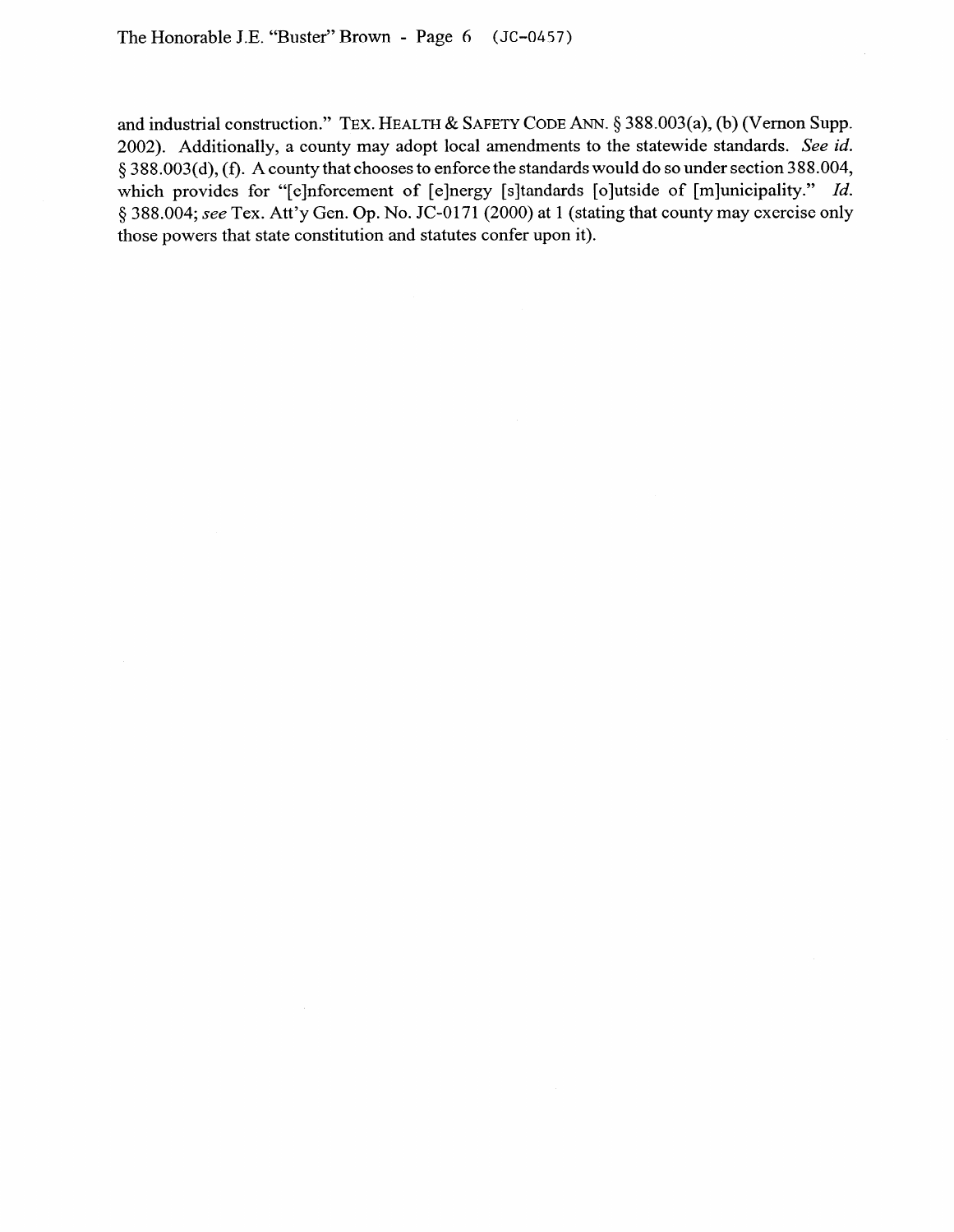and industrial construction." TEX. HEALTH & SAFETY CODE ANN. § 388.003(a), (b) (Vernon Supp. 2002). Additionally, a county may adopt local amendments to the statewide standards. *See id.* § 388.003(d), (f). A county that chooses to enforce the standards would do so under section 388.004, which provides for "[e]nforcement of [e]nergy [s]tandards [o]utside of [m]unicipality." *Id.* § 388.004; *see* Tex. Att'y Gen. Op. No. JC-0171 (2000) at 1 (stating that county may exercise only those powers that state constitution and statutes confer upon it).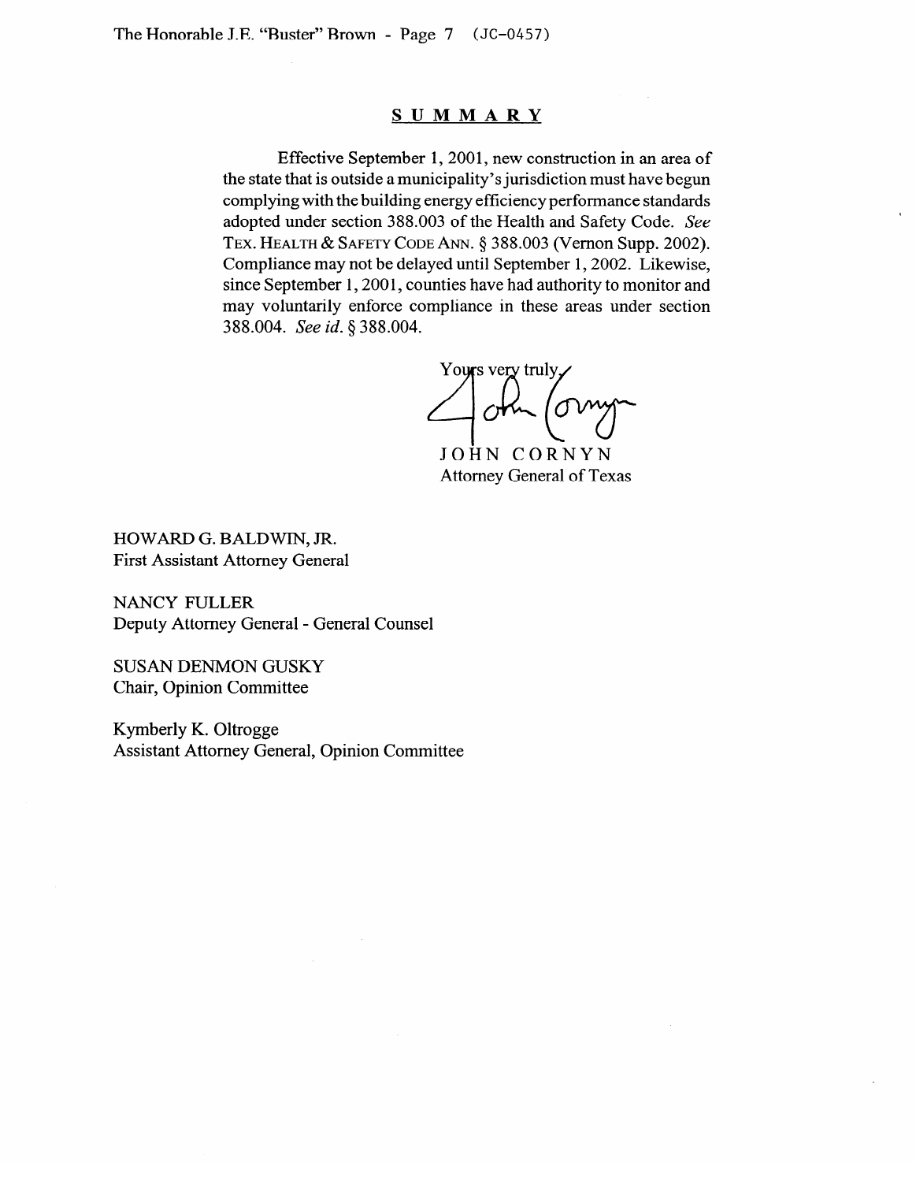## SUMMARY

Effective September 1, 2001, new construction in an area of the state that is outside a municipality's jurisdiction must have begun complying with the building energy efficiency performance standards adopted under section 388.003 of the Health and Safety Code. *See* TEX. HEALTH & SAFETY CODE ANN. § 388.003 (Vernon Supp. 2002). Compliance may not be delayed until September 1, 2002. Likewise, since September 1, 2001, counties have had authority to monitor and may voluntarily enforce compliance in these areas under section 388.004. *See id.* § 388.004.

Yours very truly,

JOHN CORNYN
Attorney General of Texas

HOWARD G. BALDWIN, JR.
First Assistant Attorney General

NANCY FULLER
Deputy Attorney General - General Counsel

SUSAN DENMON GUSKY
Chair, Opinion Committee

Kymberly K. Oltrogge
Assistant Attorney General, Opinion Committee